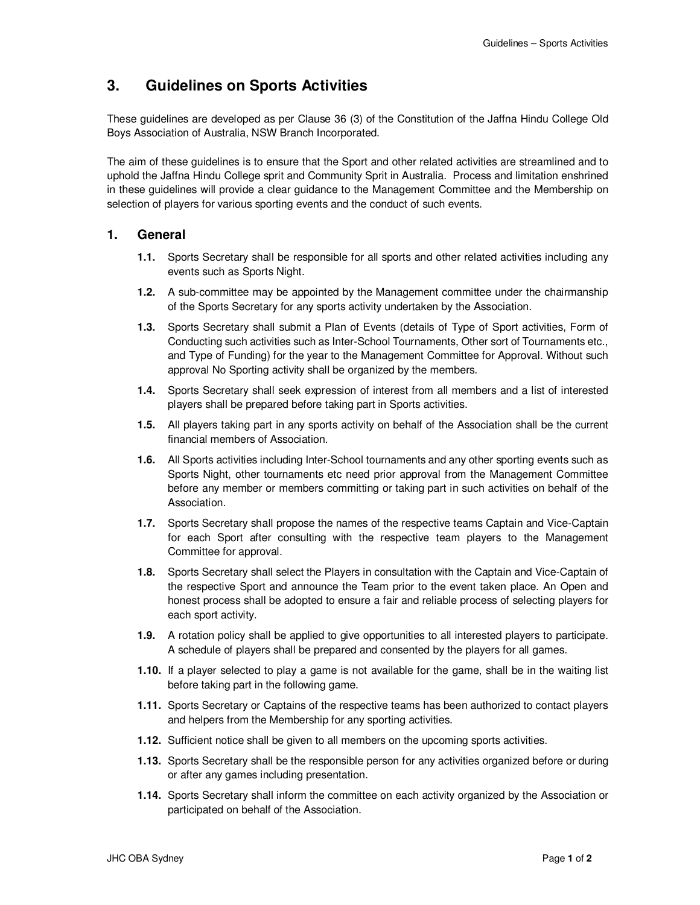# 3. Guidelines on Sports Activities

These guidelines are developed as per Clause 36 (3) of the Constitution of the Jaffna Hindu College Old Boys Association of Australia, NSW Branch Incorporated.

The aim of these guidelines is to ensure that the Sport and other related activities are streamlined and to uphold the Jaffna Hindu College sprit and Community Sprit in Australia. Process and limitation enshrined in these guidelines will provide a clear guidance to the Management Committee and the Membership on selection of players for various sporting events and the conduct of such events.

## 1. General

**1.1.** Sports Secretary shall be responsible for all sports and other related activities including any events such as Sports Night.

**1.2.** A sub-committee may be appointed by the Management committee under the chairmanship of the Sports Secretary for any sports activity undertaken by the Association.

**1.3.** Sports Secretary shall submit a Plan of Events (details of Type of Sport activities, Form of Conducting such activities such as Inter-School Tournaments, Other sort of Tournaments etc., and Type of Funding) for the year to the Management Committee for Approval. Without such approval No Sporting activity shall be organized by the members.

**1.4.** Sports Secretary shall seek expression of interest from all members and a list of interested players shall be prepared before taking part in Sports activities.

**1.5.** All players taking part in any sports activity on behalf of the Association shall be the current financial members of Association.

**1.6.** All Sports activities including Inter-School tournaments and any other sporting events such as Sports Night, other tournaments etc need prior approval from the Management Committee before any member or members committing or taking part in such activities on behalf of the Association.

**1.7.** Sports Secretary shall propose the names of the respective teams Captain and Vice-Captain for each Sport after consulting with the respective team players to the Management Committee for approval.

**1.8.** Sports Secretary shall select the Players in consultation with the Captain and Vice-Captain of the respective Sport and announce the Team prior to the event taken place. An Open and honest process shall be adopted to ensure a fair and reliable process of selecting players for each sport activity.

**1.9.** A rotation policy shall be applied to give opportunities to all interested players to participate. A schedule of players shall be prepared and consented by the players for all games.

**1.10.** If a player selected to play a game is not available for the game, shall be in the waiting list before taking part in the following game.

**1.11.** Sports Secretary or Captains of the respective teams has been authorized to contact players and helpers from the Membership for any sporting activities.

**1.12.** Sufficient notice shall be given to all members on the upcoming sports activities.

**1.13.** Sports Secretary shall be the responsible person for any activities organized before or during or after any games including presentation.

**1.14.** Sports Secretary shall inform the committee on each activity organized by the Association or participated on behalf of the Association.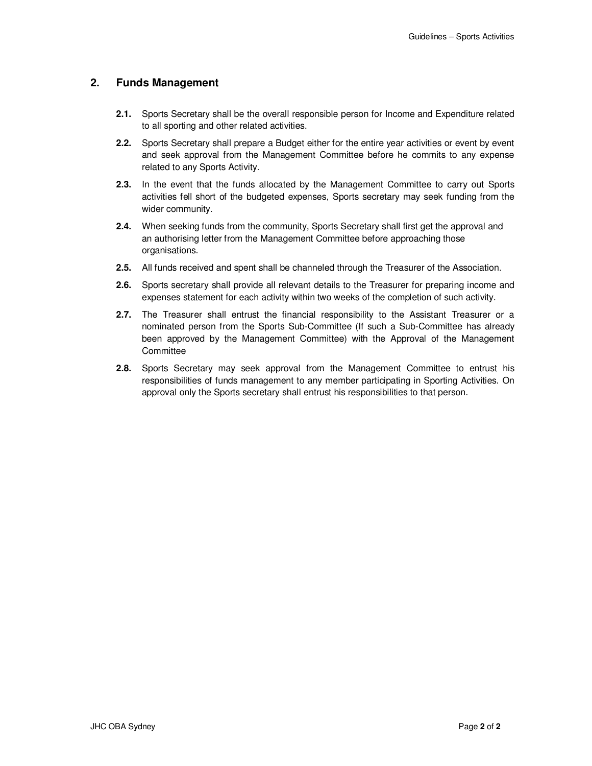## 2. Funds Management

**2.1.** Sports Secretary shall be the overall responsible person for Income and Expenditure related to all sporting and other related activities.

**2.2.** Sports Secretary shall prepare a Budget either for the entire year activities or event by event and seek approval from the Management Committee before he commits to any expense related to any Sports Activity.

**2.3.** In the event that the funds allocated by the Management Committee to carry out Sports activities fell short of the budgeted expenses, Sports secretary may seek funding from the wider community.

**2.4.** When seeking funds from the community, Sports Secretary shall first get the approval and an authorising letter from the Management Committee before approaching those organisations.

**2.5.** All funds received and spent shall be channeled through the Treasurer of the Association.

**2.6.** Sports secretary shall provide all relevant details to the Treasurer for preparing income and expenses statement for each activity within two weeks of the completion of such activity.

**2.7.** The Treasurer shall entrust the financial responsibility to the Assistant Treasurer or a nominated person from the Sports Sub-Committee (If such a Sub-Committee has already been approved by the Management Committee) with the Approval of the Management Committee

**2.8.** Sports Secretary may seek approval from the Management Committee to entrust his responsibilities of funds management to any member participating in Sporting Activities. On approval only the Sports secretary shall entrust his responsibilities to that person.